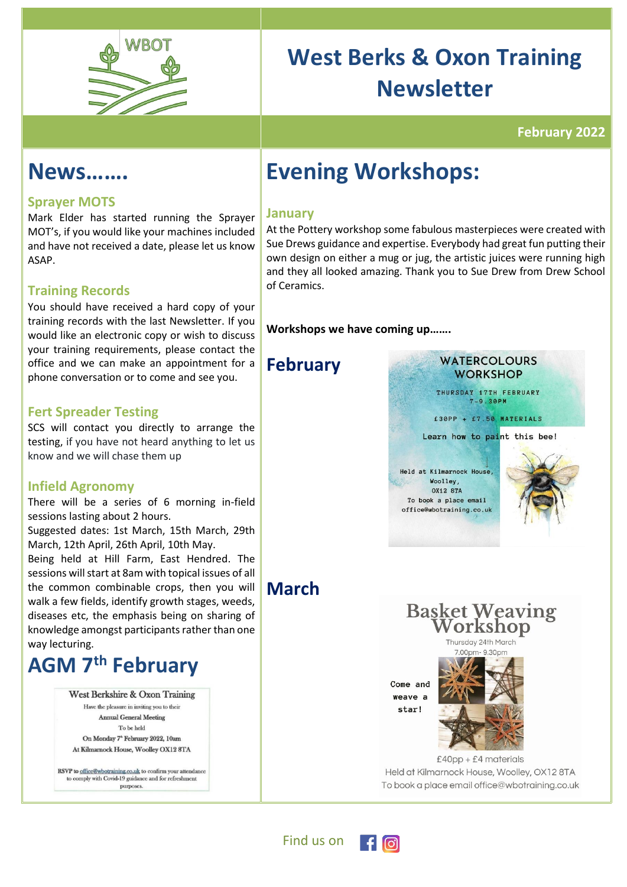# West Berks & Oxon Training Newsletter

**February 2022**

## News…….

### Sprayer MOTS

Mark Elder has started running the Sprayer MOT's, if you would like your machines included and have not received a date, please let us know ASAP.

### Training Records

You should have received a hard copy of your training records with the last Newsletter. If you would like an electronic copy or wish to discuss your training requirements, please contact the office and we can make an appointment for a phone conversation or to come and see you.

### Fert Spreader Testing

SCS will contact you directly to arrange the testing, if you have not heard anything to let us know and we will chase them up

### Infield Agronomy

There will be a series of 6 morning in-field sessions lasting about 2 hours.

Suggested dates: 1st March, 15th March, 29th March, 12th April, 26th April, 10th May.

Being held at Hill Farm, East Hendred. The sessions will start at 8am with topical issues of all the common combinable crops, then you will walk a few fields, identify growth stages, weeds, diseases etc, the emphasis being on sharing of knowledge amongst participants rather than one way lecturing.

## AGM 7th February

West Berkshire & Oxon Training

Have the pleasure in inviting you to their

Annual General Meeting

To be held

On Monday 7th February 2022, 10am

At Kilmarnock House, Woolley OX12 8TA

RSVP to office@wbotraining.co.uk to confirm your attendance to comply with Covid-19 guidance and for refreshment purposes.

## Evening Workshops:

### January

At the Pottery workshop some fabulous masterpieces were created with Sue Drews guidance and expertise. Everybody had great fun putting their own design on either a mug or jug, the artistic juices were running high and they all looked amazing. Thank you to Sue Drew from Drew School of Ceramics.

**Workshops we have coming up…….**

## February

WATERCOLOURS WORKSHOP

THURSDAY 17TH FEBRUARY
7-9.30PM

£30PP + £7.50 MATERIALS

Learn how to paint this bee!

Held at Kilmarnock House, Woolley, OX12 8TA
To book a place email office@wbotraining.co.uk

## March

Basket Weaving Workshop

Thursday 24th March
7.00pm- 9.30pm

Come and weave a star!

£40pp + £4 materials
Held at Kilmarnock House, Woolley, OX12 8TA
To book a place email office@wbotraining.co.uk

Find us on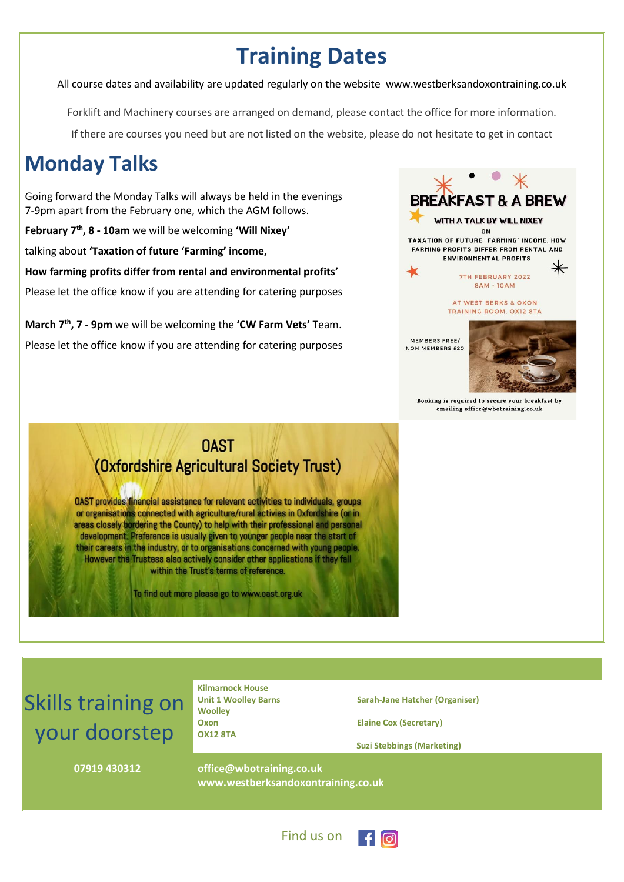# Training Dates

All course dates and availability are updated regularly on the website www.westberksandoxontraining.co.uk

Forklift and Machinery courses are arranged on demand, please contact the office for more information.

If there are courses you need but are not listed on the website, please do not hesitate to get in contact

## Monday Talks

Going forward the Monday Talks will always be held in the evenings 7-9pm apart from the February one, which the AGM follows.

**February 7th, 8 - 10am** we will be welcoming **'Will Nixey'**

talking about **'Taxation of future 'Farming' income,**

**How farming profits differ from rental and environmental profits'**

Please let the office know if you are attending for catering purposes

**March 7th, 7 - 9pm** we will be welcoming the **'CW Farm Vets'** Team.

Please let the office know if you are attending for catering purposes

**BREAKFAST & A BREW**

WITH A TALK BY WILL NIXEY

ON

TAXATION OF FUTURE 'FARMING' INCOME, HOW FARMING PROFITS DIFFER FROM RENTAL AND ENVIRONMENTAL PROFITS

7TH FEBRUARY 2022
8AM - 10AM

AT WEST BERKS & OXON TRAINING ROOM, OX12 8TA

MEMBERS FREE/
NON MEMBERS £20

Booking is required to secure your breakfast by emailing office@wbotraining.co.uk

### OAST (Oxfordshire Agricultural Society Trust)

OAST provides financial assistance for relevant activities to individuals, groups or organisations connected with agriculture/rural activies in Oxfordshire (or in areas closely bordering the County) to help with their professional and personal development. Preference is usually given to younger people near the start of their careers in the industry, or to organisations concerned with young people. However the Trustess also actively consider other applications if they fall within the Trust's terms of reference.

To find out more please go to www.oast.org.uk

| | | |
|---|---|---|
| Skills training on your doorstep | **Kilmarnock House**<br>**Unit 1 Woolley Barns**<br>**Woolley**<br>**Oxon**<br>**OX12 8TA** | **Sarah-Jane Hatcher (Organiser)**<br>**Elaine Cox (Secretary)**<br>**Suzi Stebbings (Marketing)** |
| **07919 430312** | **office@wbotraining.co.uk**<br>**www.westberksandoxontraining.co.uk** | |

Find us on